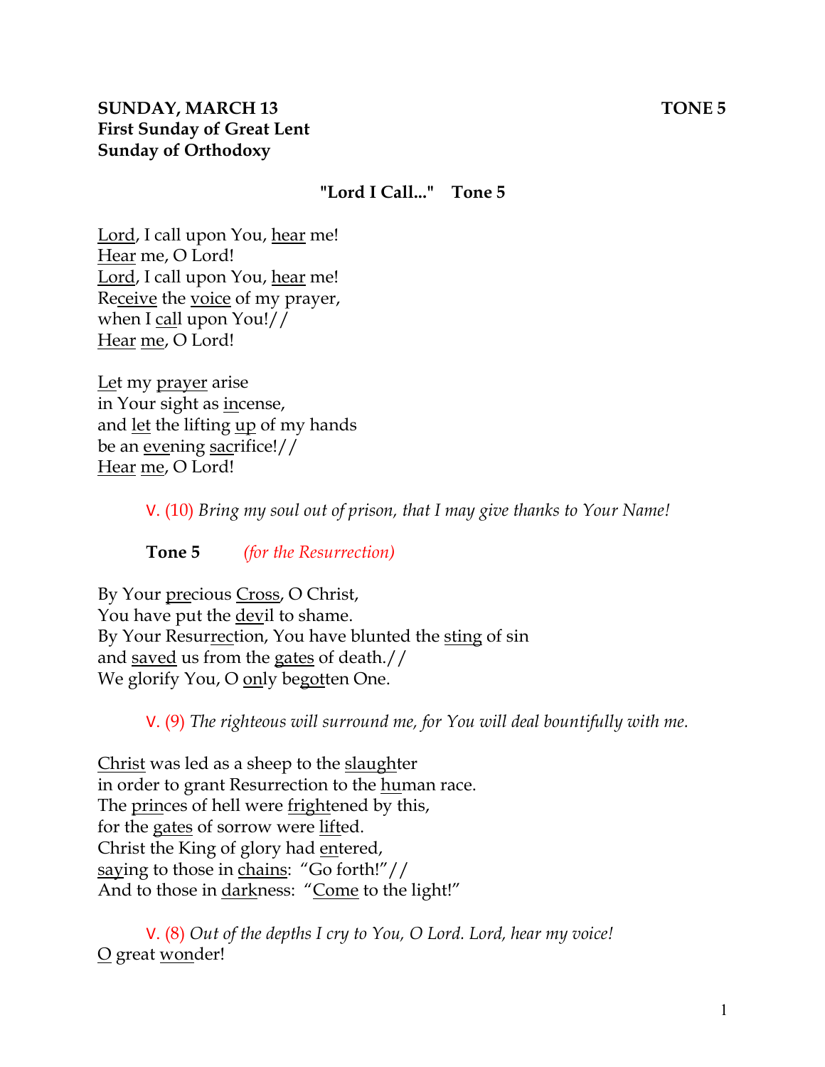**SUNDAY, MARCH 13** **TONE 5**
**First Sunday of Great Lent**
**Sunday of Orthodoxy**

**"Lord I Call..." Tone 5**

Lord, I call upon You, hear me!
Hear me, O Lord!
Lord, I call upon You, hear me!
Receive the voice of my prayer,
when I call upon You!//
Hear me, O Lord!

Let my prayer arise
in Your sight as incense,
and let the lifting up of my hands
be an evening sacrifice!//
Hear me, O Lord!

V. (10) *Bring my soul out of prison, that I may give thanks to Your Name!*

**Tone 5** *(for the Resurrection)*

By Your precious Cross, O Christ,
You have put the devil to shame.
By Your Resurrection, You have blunted the sting of sin
and saved us from the gates of death.//
We glorify You, O only begotten One.

V. (9) *The righteous will surround me, for You will deal bountifully with me.*

Christ was led as a sheep to the slaughter
in order to grant Resurrection to the human race.
The princes of hell were frightened by this,
for the gates of sorrow were lifted.
Christ the King of glory had entered,
saying to those in chains: "Go forth!"//
And to those in darkness: "Come to the light!"

V. (8) *Out of the depths I cry to You, O Lord. Lord, hear my voice!*

O great wonder!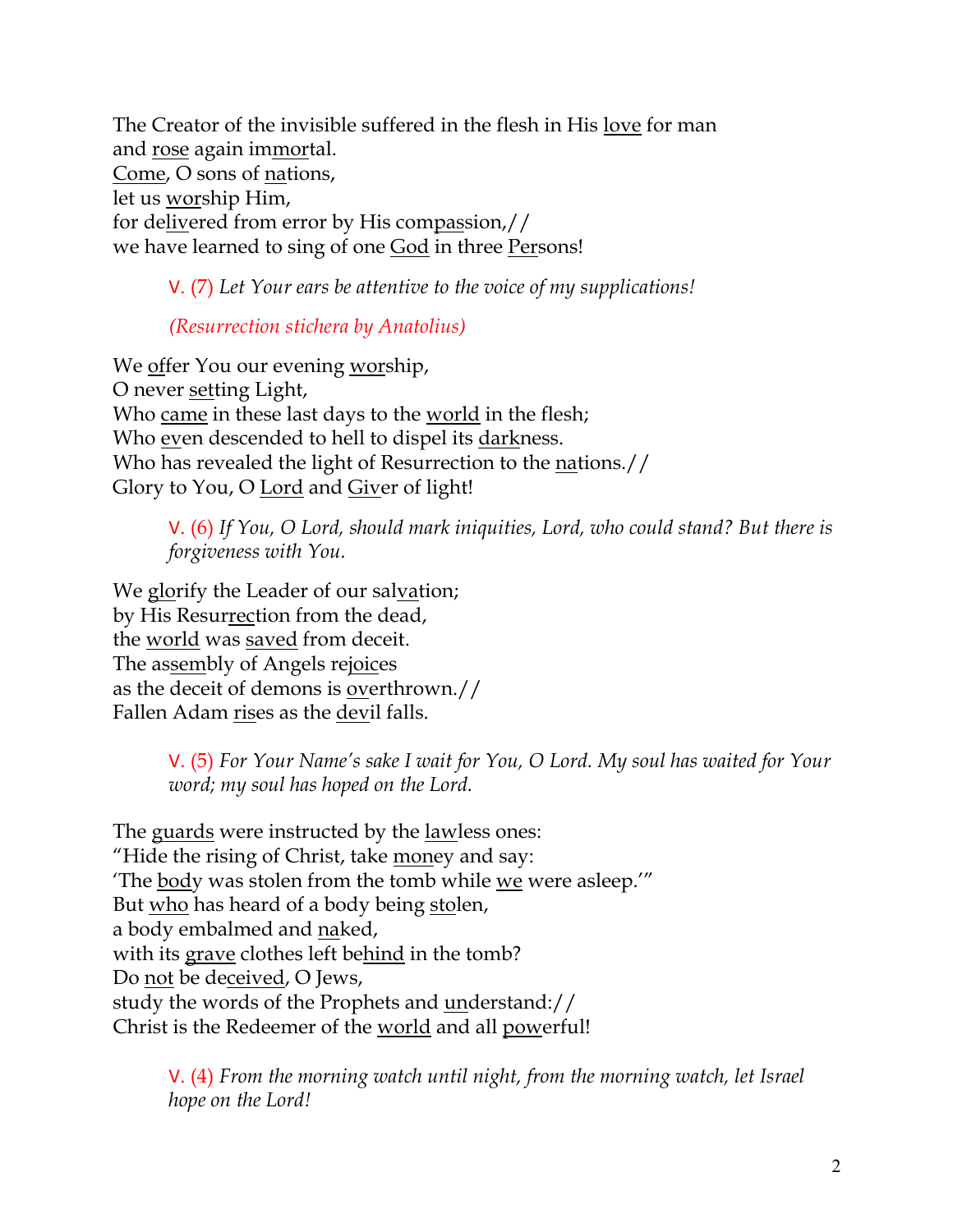The Creator of the invisible suffered in the flesh in His love for man  
and rose again immortal.  
Come, O sons of nations,  
let us worship Him,  
for delivered from error by His compassion,//  
we have learned to sing of one God in three Persons!

> V. (7) *Let Your ears be attentive to the voice of my supplications!*
>
> *(Resurrection stichera by Anatolius)*

We offer You our evening worship,  
O never setting Light,  
Who came in these last days to the world in the flesh;  
Who even descended to hell to dispel its darkness.  
Who has revealed the light of Resurrection to the nations.//  
Glory to You, O Lord and Giver of light!

> V. (6) *If You, O Lord, should mark iniquities, Lord, who could stand? But there is forgiveness with You.*

We glorify the Leader of our salvation;  
by His Resurrection from the dead,  
the world was saved from deceit.  
The assembly of Angels rejoices  
as the deceit of demons is overthrown.//  
Fallen Adam rises as the devil falls.

> V. (5) *For Your Name's sake I wait for You, O Lord. My soul has waited for Your word; my soul has hoped on the Lord.*

The guards were instructed by the lawless ones:  
"Hide the rising of Christ, take money and say:  
'The body was stolen from the tomb while we were asleep.'"  
But who has heard of a body being stolen,  
a body embalmed and naked,  
with its grave clothes left behind in the tomb?  
Do not be deceived, O Jews,  
study the words of the Prophets and understand://  
Christ is the Redeemer of the world and all powerful!

> V. (4) *From the morning watch until night, from the morning watch, let Israel hope on the Lord!*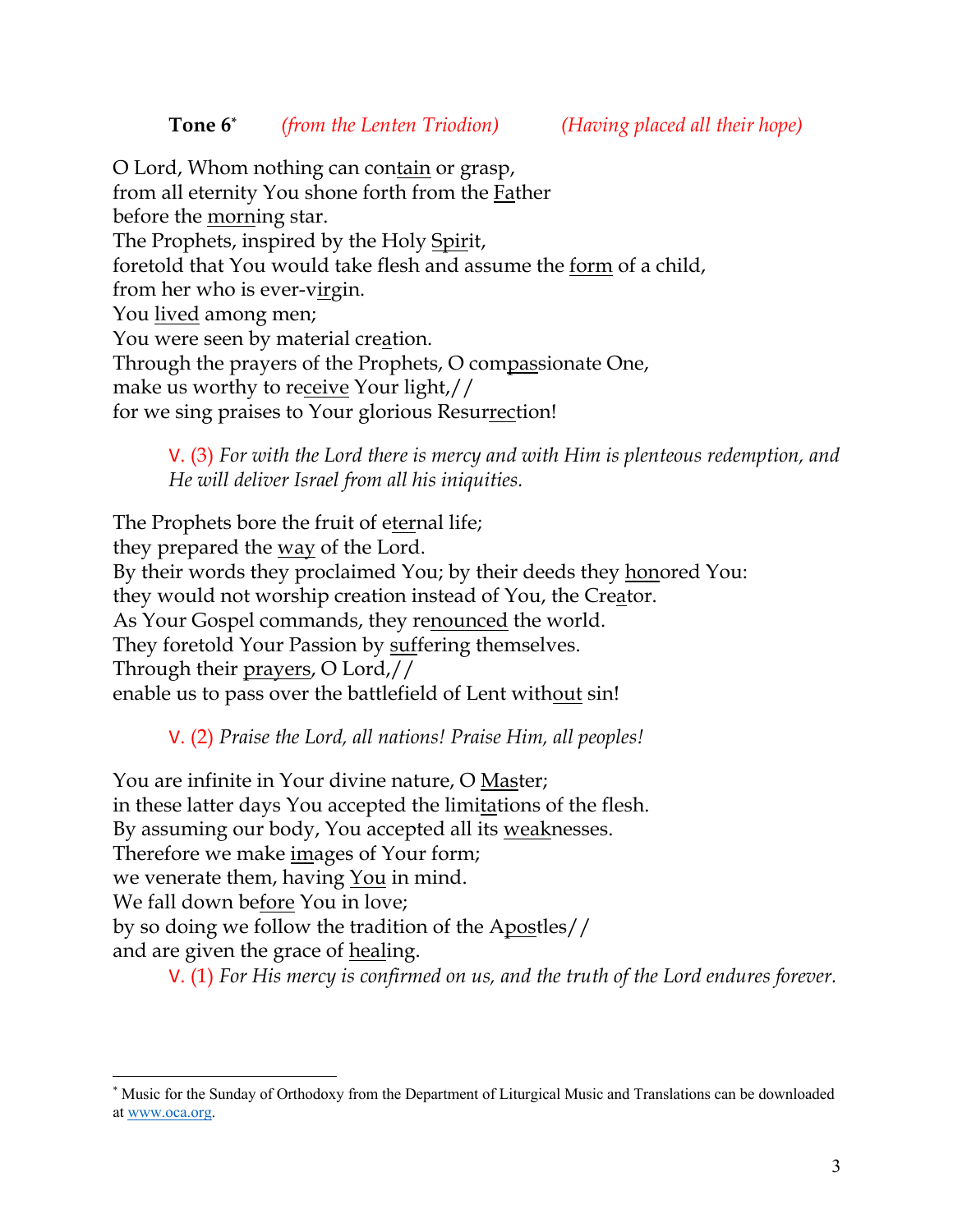**Tone 6*** *(from the Lenten Triodion)* *(Having placed all their hope)*

O Lord, Whom nothing can contain or grasp,
from all eternity You shone forth from the Father
before the morning star.
The Prophets, inspired by the Holy Spirit,
foretold that You would take flesh and assume the form of a child,
from her who is ever-virgin.
You lived among men;
You were seen by material creation.
Through the prayers of the Prophets, O compassionate One,
make us worthy to receive Your light,//
for we sing praises to Your glorious Resurrection!

> V. (3) *For with the Lord there is mercy and with Him is plenteous redemption, and He will deliver Israel from all his iniquities.*

The Prophets bore the fruit of eternal life;
they prepared the way of the Lord.
By their words they proclaimed You; by their deeds they honored You:
they would not worship creation instead of You, the Creator.
As Your Gospel commands, they renounced the world.
They foretold Your Passion by suffering themselves.
Through their prayers, O Lord,//
enable us to pass over the battlefield of Lent without sin!

> V. (2) *Praise the Lord, all nations! Praise Him, all peoples!*

You are infinite in Your divine nature, O Master;
in these latter days You accepted the limitations of the flesh.
By assuming our body, You accepted all its weaknesses.
Therefore we make images of Your form;
we venerate them, having You in mind.
We fall down before You in love;
by so doing we follow the tradition of the Apostles//
and are given the grace of healing.

> V. (1) *For His mercy is confirmed on us, and the truth of the Lord endures forever.*

---

* Music for the Sunday of Orthodoxy from the Department of Liturgical Music and Translations can be downloaded at www.oca.org.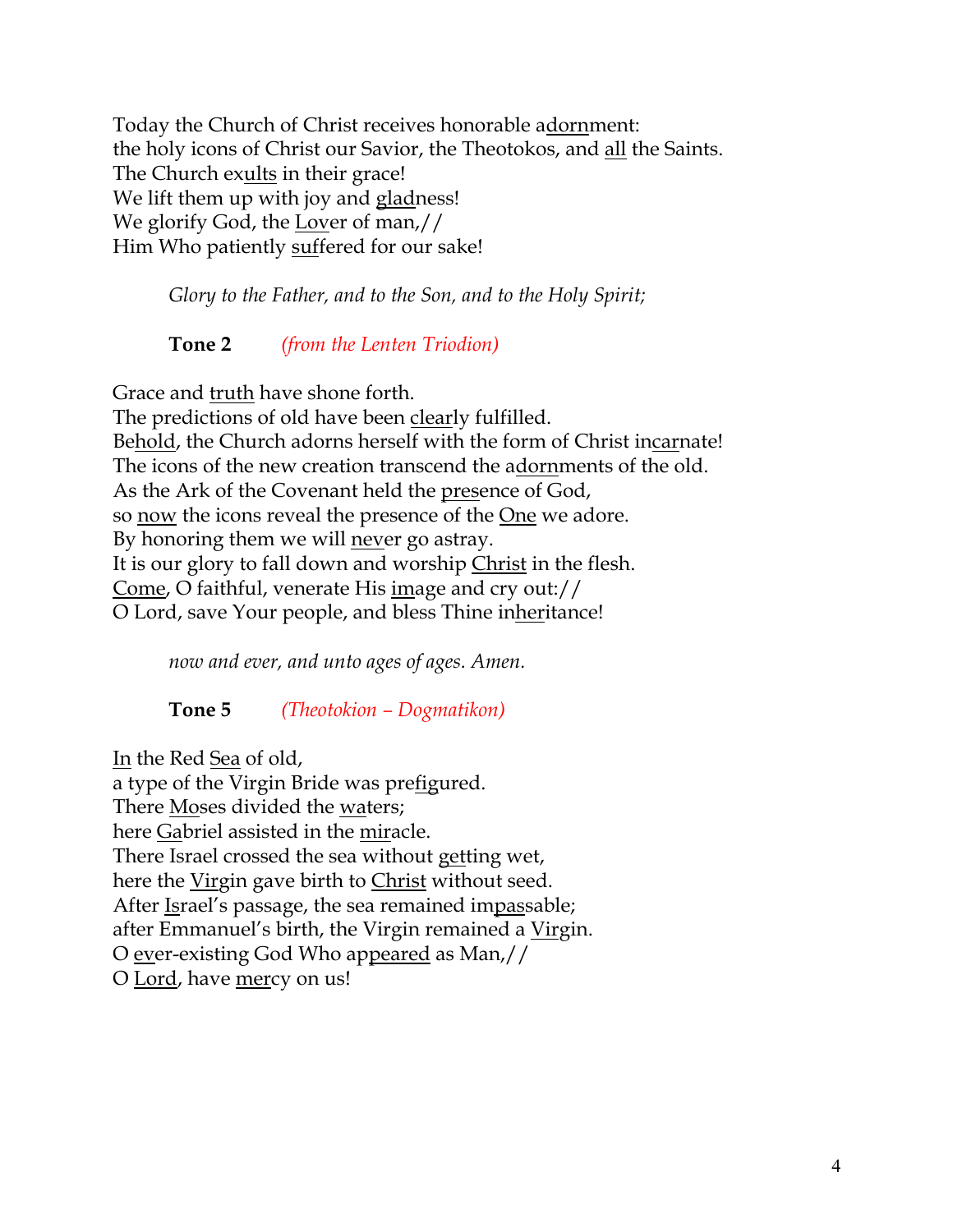Today the Church of Christ receives honorable adornment:
the holy icons of Christ our Savior, the Theotokos, and all the Saints.
The Church exults in their grace!
We lift them up with joy and gladness!
We glorify God, the Lover of man,//
Him Who patiently suffered for our sake!

*Glory to the Father, and to the Son, and to the Holy Spirit;*

**Tone 2** *(from the Lenten Triodion)*

Grace and truth have shone forth.
The predictions of old have been clearly fulfilled.
Behold, the Church adorns herself with the form of Christ incarnate!
The icons of the new creation transcend the adornments of the old.
As the Ark of the Covenant held the presence of God,
so now the icons reveal the presence of the One we adore.
By honoring them we will never go astray.
It is our glory to fall down and worship Christ in the flesh.
Come, O faithful, venerate His image and cry out://
O Lord, save Your people, and bless Thine inheritance!

*now and ever, and unto ages of ages. Amen.*

**Tone 5** *(Theotokion – Dogmatikon)*

In the Red Sea of old,
a type of the Virgin Bride was prefigured.
There Moses divided the waters;
here Gabriel assisted in the miracle.
There Israel crossed the sea without getting wet,
here the Virgin gave birth to Christ without seed.
After Israel's passage, the sea remained impassable;
after Emmanuel's birth, the Virgin remained a Virgin.
O ever-existing God Who appeared as Man,//
O Lord, have mercy on us!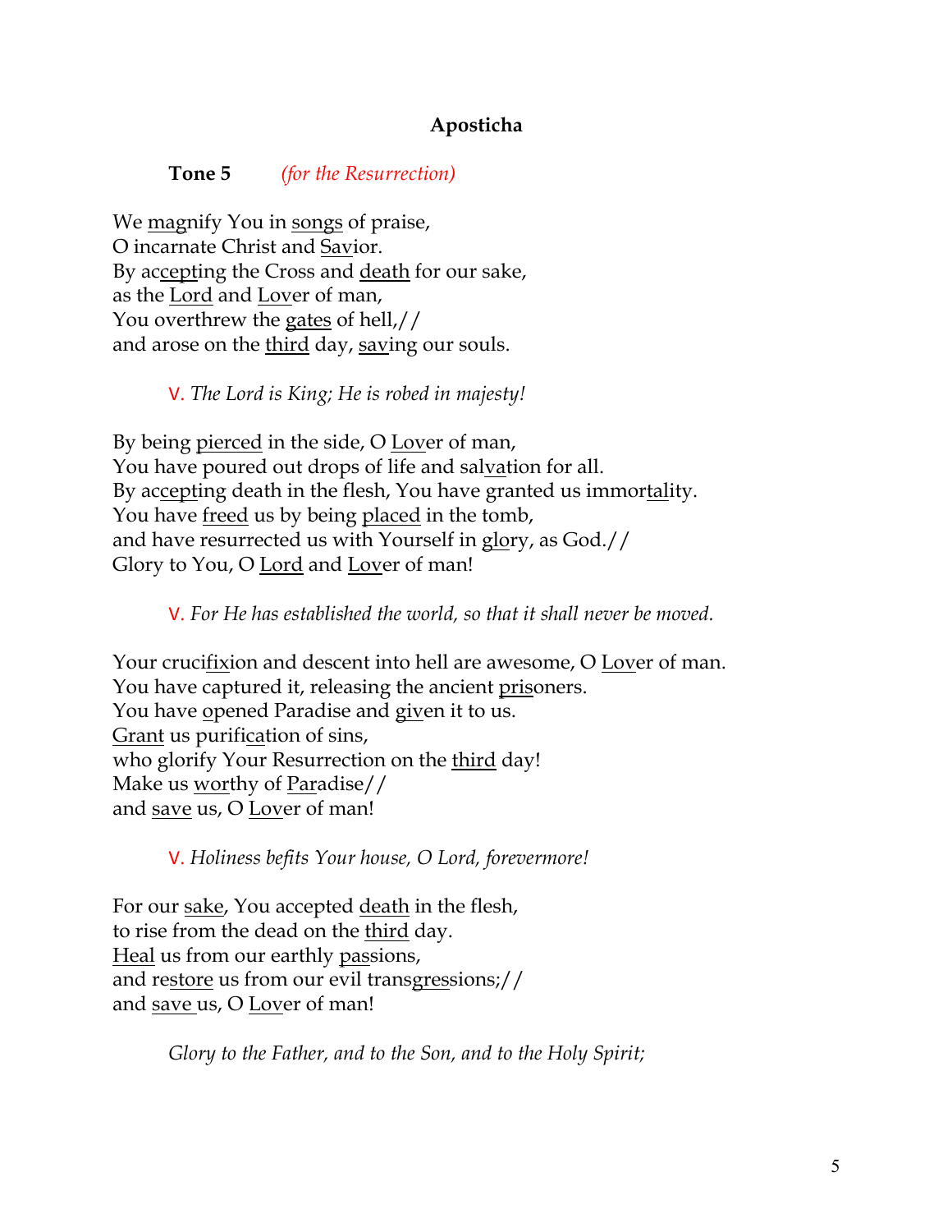## Aposticha

**Tone 5** *(for the Resurrection)*

We <u>magnify</u> You in <u>songs</u> of praise,
O incarnate Christ and <u>Sav</u>ior.
By ac<u>cept</u>ing the Cross and <u>death</u> for our sake,
as the <u>Lord</u> and <u>Lov</u>er of man,
You overthrew the <u>gates</u> of hell,//
and arose on the <u>third</u> day, <u>sav</u>ing our souls.

V. *The Lord is King; He is robed in majesty!*

By being <u>pierced</u> in the side, O <u>Lov</u>er of man,
You have poured out drops of life and sal<u>va</u>tion for all.
By ac<u>cept</u>ing death in the flesh, You have granted us immor<u>tal</u>ity.
You have <u>freed</u> us by being <u>placed</u> in the tomb,
and have resurrected us with Yourself in <u>glo</u>ry, as God.//
Glory to You, O <u>Lord</u> and <u>Lov</u>er of man!

V. *For He has established the world, so that it shall never be moved.*

Your cruci<u>fix</u>ion and descent into hell are awesome, O <u>Lov</u>er of man.
You have captured it, releasing the ancient <u>pris</u>oners.
You have <u>o</u>pened Paradise and <u>giv</u>en it to us.
<u>Grant</u> us purifi<u>ca</u>tion of sins,
who glorify Your Resurrection on the <u>third</u> day!
Make us <u>wor</u>thy of <u>Par</u>adise//
and <u>save</u> us, O <u>Lov</u>er of man!

V. *Holiness befits Your house, O Lord, forevermore!*

For our <u>sake</u>, You accepted <u>death</u> in the flesh,
to rise from the dead on the <u>third</u> day.
<u>Heal</u> us from our earthly <u>pas</u>sions,
and re<u>store</u> us from our evil trans<u>gres</u>sions;//
and <u>save</u> us, O <u>Lov</u>er of man!

*Glory to the Father, and to the Son, and to the Holy Spirit;*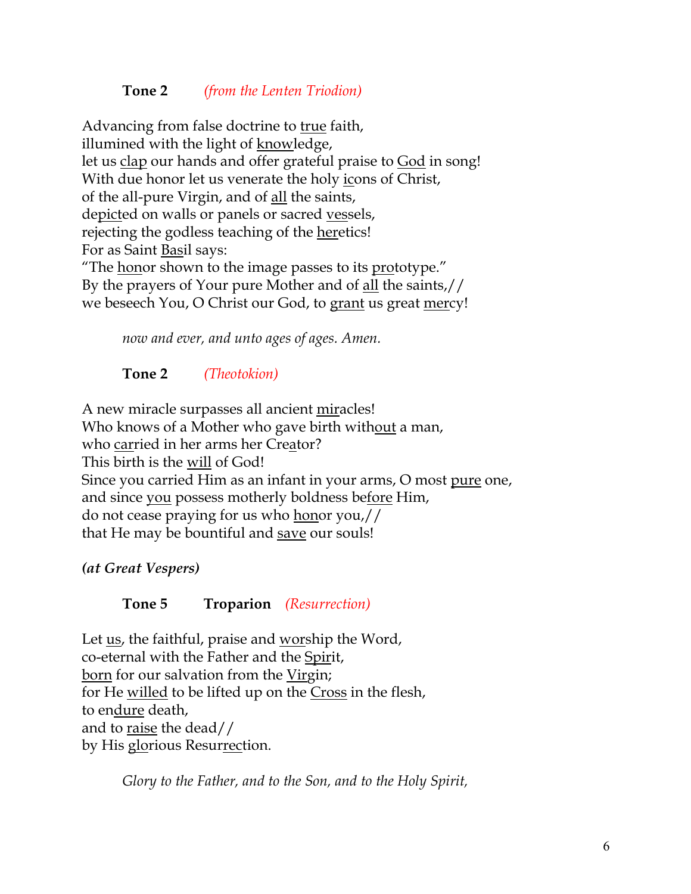**Tone 2** *(from the Lenten Triodion)*

Advancing from false doctrine to <u>true</u> faith,
illumined with the light of <u>know</u>ledge,
let us <u>clap</u> our hands and offer grateful praise to <u>God</u> in song!
With due honor let us venerate the holy <u>ic</u>ons of Christ,
of the all-pure Virgin, and of <u>all</u> the saints,
de<u>pict</u>ed on walls or panels or sacred <u>ves</u>sels,
rejecting the godless teaching of the <u>her</u>etics!
For as Saint <u>Bas</u>il says:
"The <u>hon</u>or shown to the image passes to its <u>pro</u>totype."
By the prayers of Your pure Mother and of <u>all</u> the saints,//
we beseech You, O Christ our God, to <u>grant</u> us great <u>mer</u>cy!

*now and ever, and unto ages of ages. Amen.*

**Tone 2** *(Theotokion)*

A new miracle surpasses all ancient <u>mir</u>acles!
Who knows of a Mother who gave birth with<u>out</u> a man,
who <u>car</u>ried in her arms her Cre<u>a</u>tor?
This birth is the <u>will</u> of God!
Since you carried Him as an infant in your arms, O most <u>pure</u> one,
and since <u>you</u> possess motherly boldness be<u>fore</u> Him,
do not cease praying for us who <u>hon</u>or you,//
that He may be bountiful and <u>save</u> our souls!

***(at Great Vespers)***

**Tone 5** **Troparion** *(Resurrection)*

Let <u>us</u>, the faithful, praise and <u>wor</u>ship the Word,
co-eternal with the Father and the <u>Spir</u>it,
<u>born</u> for our salvation from the <u>Virgin</u>;
for He <u>willed</u> to be lifted up on the <u>Cross</u> in the flesh,
to en<u>dure</u> death,
and to <u>raise</u> the dead//
by His <u>glo</u>rious Resur<u>rec</u>tion.

*Glory to the Father, and to the Son, and to the Holy Spirit,*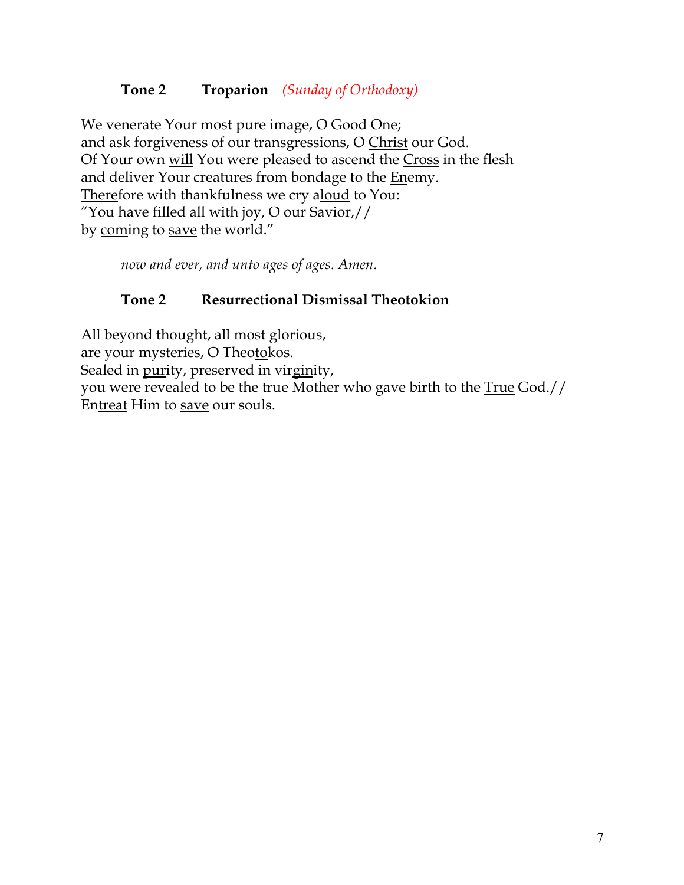**Tone 2 Troparion** *(Sunday of Orthodoxy)*

We <u>ven</u>erate Your most pure image, O <u>Good</u> One;
and ask forgiveness of our transgressions, O <u>Christ</u> our God.
Of Your own <u>will</u> You were pleased to ascend the <u>Cross</u> in the flesh
and deliver Your creatures from bondage to the <u>En</u>emy.
<u>There</u>fore with thankfulness we cry a<u>loud</u> to You:
"You have filled all with joy, O our <u>Sav</u>ior,//
by <u>com</u>ing to <u>save</u> the world."

*now and ever, and unto ages of ages. Amen.*

**Tone 2 Resurrectional Dismissal Theotokion**

All beyond <u>thought</u>, all most <u>glo</u>rious,
are your mysteries, O Theo<u>to</u>kos.
Sealed in <u>pur</u>ity, preserved in vir<u>gin</u>ity,
you were revealed to be the true Mother who gave birth to the <u>True</u> God.//
En<u>treat</u> Him to <u>save</u> our souls.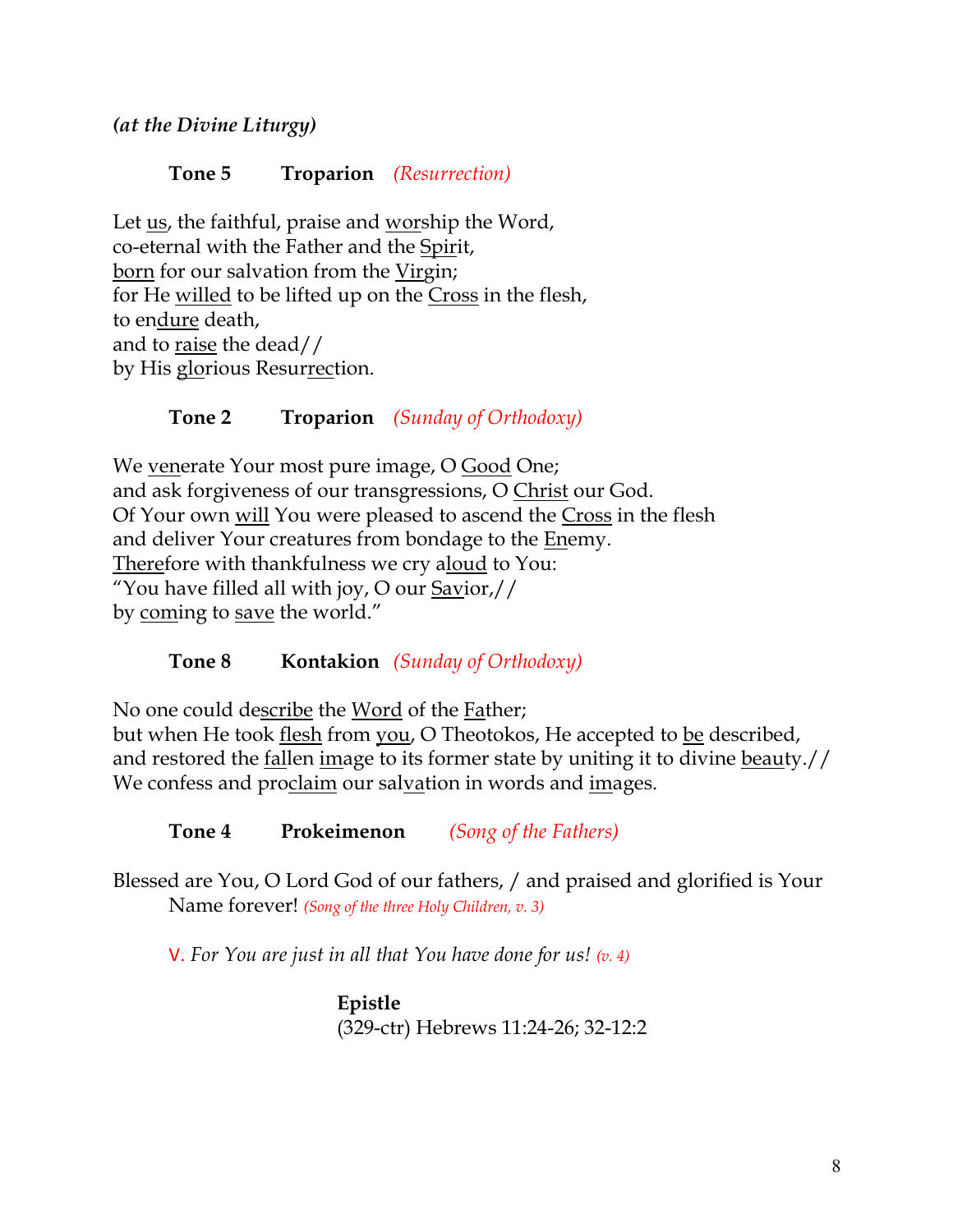***(at the Divine Liturgy)***

**Tone 5** **Troparion** *(Resurrection)*

Let us, the faithful, praise and worship the Word,
co-eternal with the Father and the Spirit,
born for our salvation from the Virgin;
for He willed to be lifted up on the Cross in the flesh,
to endure death,
and to raise the dead//
by His glorious Resurrection.

**Tone 2** **Troparion** *(Sunday of Orthodoxy)*

We venerate Your most pure image, O Good One;
and ask forgiveness of our transgressions, O Christ our God.
Of Your own will You were pleased to ascend the Cross in the flesh
and deliver Your creatures from bondage to the Enemy.
Therefore with thankfulness we cry aloud to You:
"You have filled all with joy, O our Savior,//
by coming to save the world."

**Tone 8** **Kontakion** *(Sunday of Orthodoxy)*

No one could describe the Word of the Father;
but when He took flesh from you, O Theotokos, He accepted to be described,
and restored the fallen image to its former state by uniting it to divine beauty.//
We confess and proclaim our salvation in words and images.

**Tone 4** **Prokeimenon** *(Song of the Fathers)*

Blessed are You, O Lord God of our fathers, / and praised and glorified is Your Name forever! *(Song of the three Holy Children, v. 3)*

V. *For You are just in all that You have done for us! (v. 4)*

**Epistle**
(329-ctr) Hebrews 11:24-26; 32-12:2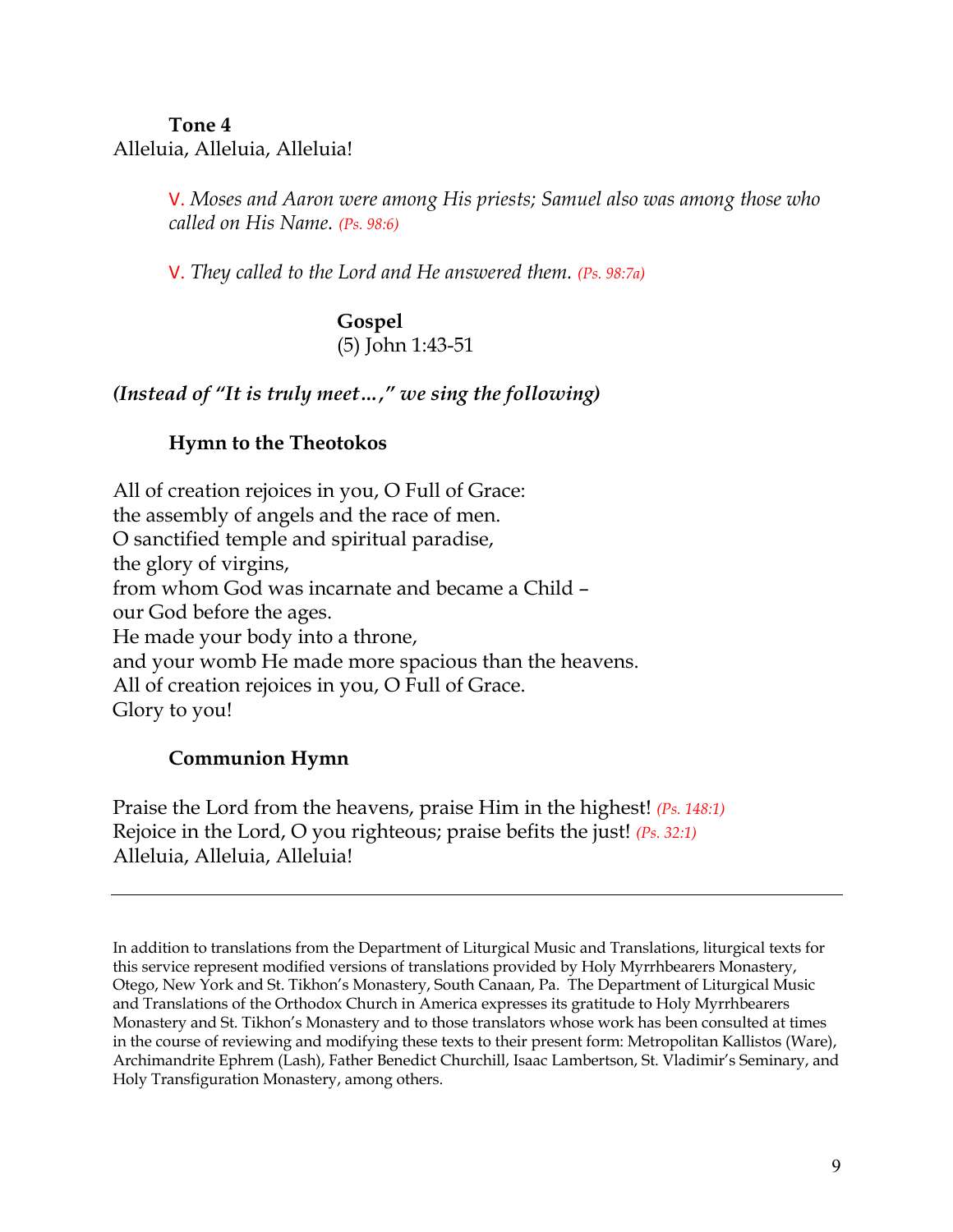**Tone 4**

Alleluia, Alleluia, Alleluia!

V. *Moses and Aaron were among His priests; Samuel also was among those who called on His Name.* *(Ps. 98:6)*

V. *They called to the Lord and He answered them.* *(Ps. 98:7a)*

**Gospel**

(5) John 1:43-51

***(Instead of "It is truly meet…," we sing the following)***

**Hymn to the Theotokos**

All of creation rejoices in you, O Full of Grace:
the assembly of angels and the race of men.
O sanctified temple and spiritual paradise,
the glory of virgins,
from whom God was incarnate and became a Child –
our God before the ages.
He made your body into a throne,
and your womb He made more spacious than the heavens.
All of creation rejoices in you, O Full of Grace.
Glory to you!

**Communion Hymn**

Praise the Lord from the heavens, praise Him in the highest! *(Ps. 148:1)*
Rejoice in the Lord, O you righteous; praise befits the just! *(Ps. 32:1)*
Alleluia, Alleluia, Alleluia!

---

In addition to translations from the Department of Liturgical Music and Translations, liturgical texts for this service represent modified versions of translations provided by Holy Myrrhbearers Monastery, Otego, New York and St. Tikhon's Monastery, South Canaan, Pa. The Department of Liturgical Music and Translations of the Orthodox Church in America expresses its gratitude to Holy Myrrhbearers Monastery and St. Tikhon's Monastery and to those translators whose work has been consulted at times in the course of reviewing and modifying these texts to their present form: Metropolitan Kallistos (Ware), Archimandrite Ephrem (Lash), Father Benedict Churchill, Isaac Lambertson, St. Vladimir's Seminary, and Holy Transfiguration Monastery, among others.